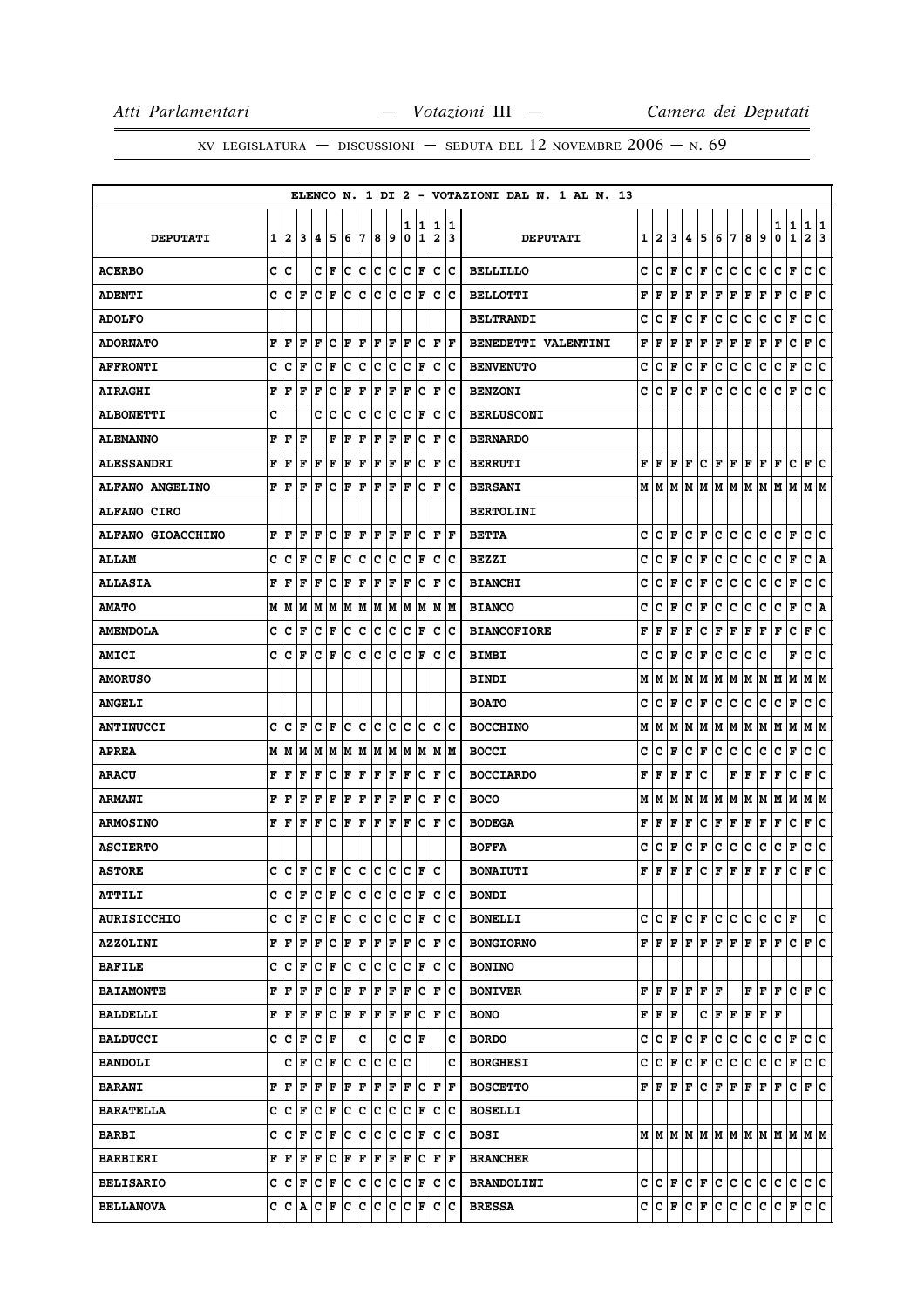XV LEGISLATURA — DISCUSSIONI — SEDUTA DEL 12 NOVEMBRE 2006 — N. 69

ELENCO N. 1 DI 2 - VOTAZIONI DAL N. 1 AL N. 13

| DEPUTATI | 1 | 2 | 3 | 4 | 5 | 6 | 7 | 8 | 9 | 10 | 11 | 12 | 13 | DEPUTATI | 1 | 2 | 3 | 4 | 5 | 6 | 7 | 8 | 9 | 10 | 11 | 12 | 13 |
|---|---|---|---|---|---|---|---|---|---|---|---|---|---|---|---|---|---|---|---|---|---|---|---|---|---|---|---|
| **ACERBO** | C | C | | C | F | C | C | C | C | C | F | C | C | **BELLILLO** | C | C | F | C | F | C | C | C | C | C | F | C | C |
| **ADENTI** | C | C | F | C | F | C | C | C | C | C | F | C | C | **BELLOTTI** | F | F | F | F | F | F | F | F | F | F | C | F | C |
| **ADOLFO** | | | | | | | | | | | | | | **BELTRANDI** | C | C | F | C | F | C | C | C | C | C | F | C | C |
| **ADORNATO** | F | F | F | F | C | F | F | F | F | F | C | F | F | **BENEDETTI VALENTINI** | F | F | F | F | F | F | F | F | F | F | C | F | C |
| **AFFRONTI** | C | C | F | C | F | C | C | C | C | C | F | C | C | **BENVENUTO** | C | C | F | C | F | C | C | C | C | C | F | C | C |
| **AIRAGHI** | F | F | F | F | C | F | F | F | F | F | C | F | C | **BENZONI** | C | C | F | C | F | C | C | C | C | C | F | C | C |
| **ALBONETTI** | C | | | C | C | C | C | C | C | C | F | C | C | **BERLUSCONI** | | | | | | | | | | | | | |
| **ALEMANNO** | F | F | F | | F | F | F | F | F | F | C | F | C | **BERNARDO** | | | | | | | | | | | | | |
| **ALESSANDRI** | F | F | F | F | F | F | F | F | F | F | C | F | C | **BERRUTI** | F | F | F | F | C | F | F | F | F | F | C | F | C |
| **ALFANO ANGELINO** | F | F | F | F | C | F | F | F | F | F | C | F | C | **BERSANI** | M | M | M | M | M | M | M | M | M | M | M | M | M |
| **ALFANO CIRO** | | | | | | | | | | | | | | **BERTOLINI** | | | | | | | | | | | | | |
| **ALFANO GIOACCHINO** | F | F | F | F | C | F | F | F | F | F | C | F | F | **BETTA** | C | C | F | C | F | C | C | C | C | C | F | C | C |
| **ALLAM** | C | C | F | C | F | C | C | C | C | C | F | C | C | **BEZZI** | C | C | F | C | F | C | C | C | C | C | F | C | A |
| **ALLASIA** | F | F | F | F | C | F | F | F | F | F | C | F | C | **BIANCHI** | C | C | F | C | F | C | C | C | C | C | F | C | C |
| **AMATO** | M | M | M | M | M | M | M | M | M | M | M | M | M | **BIANCO** | C | C | F | C | F | C | C | C | C | C | F | C | A |
| **AMENDOLA** | C | C | F | C | F | C | C | C | C | C | F | C | C | **BIANCOFIORE** | F | F | F | F | C | F | F | F | F | F | C | F | C |
| **AMICI** | C | C | F | C | F | C | C | C | C | C | F | C | C | **BIMBI** | C | C | F | C | F | C | C | C | C | | F | C | C |
| **AMORUSO** | | | | | | | | | | | | | | **BINDI** | M | M | M | M | M | M | M | M | M | M | M | M | M |
| **ANGELI** | | | | | | | | | | | | | | **BOATO** | C | C | F | C | F | C | C | C | C | C | F | C | C |
| **ANTINUCCI** | C | C | F | C | F | C | C | C | C | C | C | C | C | **BOCCHINO** | M | M | M | M | M | M | M | M | M | M | M | M | M |
| **APREA** | M | M | M | M | M | M | M | M | M | M | M | M | M | **BOCCI** | C | C | F | C | F | C | C | C | C | C | F | C | C |
| **ARACU** | F | F | F | F | C | F | F | F | F | F | C | F | C | **BOCCIARDO** | F | F | F | F | C | | F | F | F | F | C | F | C |
| **ARMANI** | F | F | F | F | F | F | F | F | F | F | C | F | C | **BOCO** | M | M | M | M | M | M | M | M | M | M | M | M | M |
| **ARMOSINO** | F | F | F | F | C | F | F | F | F | F | C | F | C | **BODEGA** | F | F | F | F | C | F | F | F | F | F | C | F | C |
| **ASCIERTO** | | | | | | | | | | | | | | **BOFFA** | C | C | F | C | F | C | C | C | C | C | F | C | C |
| **ASTORE** | C | C | F | C | F | C | C | C | C | C | F | C | | **BONAIUTI** | F | F | F | F | C | F | F | F | F | F | C | F | C |
| **ATTILI** | C | C | F | C | F | C | C | C | C | C | F | C | C | **BONDI** | | | | | | | | | | | | | |
| **AURISICCHIO** | C | C | F | C | F | C | C | C | C | C | F | C | C | **BONELLI** | C | C | F | C | F | C | C | C | C | C | F | | C |
| **AZZOLINI** | F | F | F | F | C | F | F | F | F | F | C | F | C | **BONGIORNO** | F | F | F | F | F | F | F | F | F | F | C | F | C |
| **BAFILE** | C | C | F | C | F | C | C | C | C | C | F | C | C | **BONINO** | | | | | | | | | | | | | |
| **BAIAMONTE** | F | F | F | F | C | F | F | F | F | F | C | F | C | **BONIVER** | F | F | F | F | F | F | | F | F | F | C | F | C |
| **BALDELLI** | F | F | F | F | C | F | F | F | F | F | C | F | C | **BONO** | F | F | F | | C | F | F | F | F | F | | | |
| **BALDUCCI** | C | C | F | C | F | | C | | C | C | F | | C | **BORDO** | C | C | F | C | F | C | C | C | C | C | F | C | C |
| **BANDOLI** | | C | F | C | F | C | C | C | C | C | | | C | **BORGHESI** | C | C | F | C | F | C | C | C | C | C | F | C | C |
| **BARANI** | F | F | F | F | F | F | F | F | F | F | C | F | F | **BOSCETTO** | F | F | F | F | C | F | F | F | F | F | C | F | C |
| **BARATELLA** | C | C | F | C | F | C | C | C | C | C | F | C | C | **BOSELLI** | | | | | | | | | | | | | |
| **BARBI** | C | C | F | C | F | C | C | C | C | C | F | C | C | **BOSI** | M | M | M | M | M | M | M | M | M | M | M | M | M |
| **BARBIERI** | F | F | F | F | C | F | F | F | F | F | C | F | F | **BRANCHER** | | | | | | | | | | | | | |
| **BELISARIO** | C | C | F | C | F | C | C | C | C | C | F | C | C | **BRANDOLINI** | C | C | F | C | F | C | C | C | C | C | C | C | C |
| **BELLANOVA** | C | C | A | C | F | C | C | C | C | C | F | C | C | **BRESSA** | C | C | F | C | F | C | C | C | C | C | F | C | C |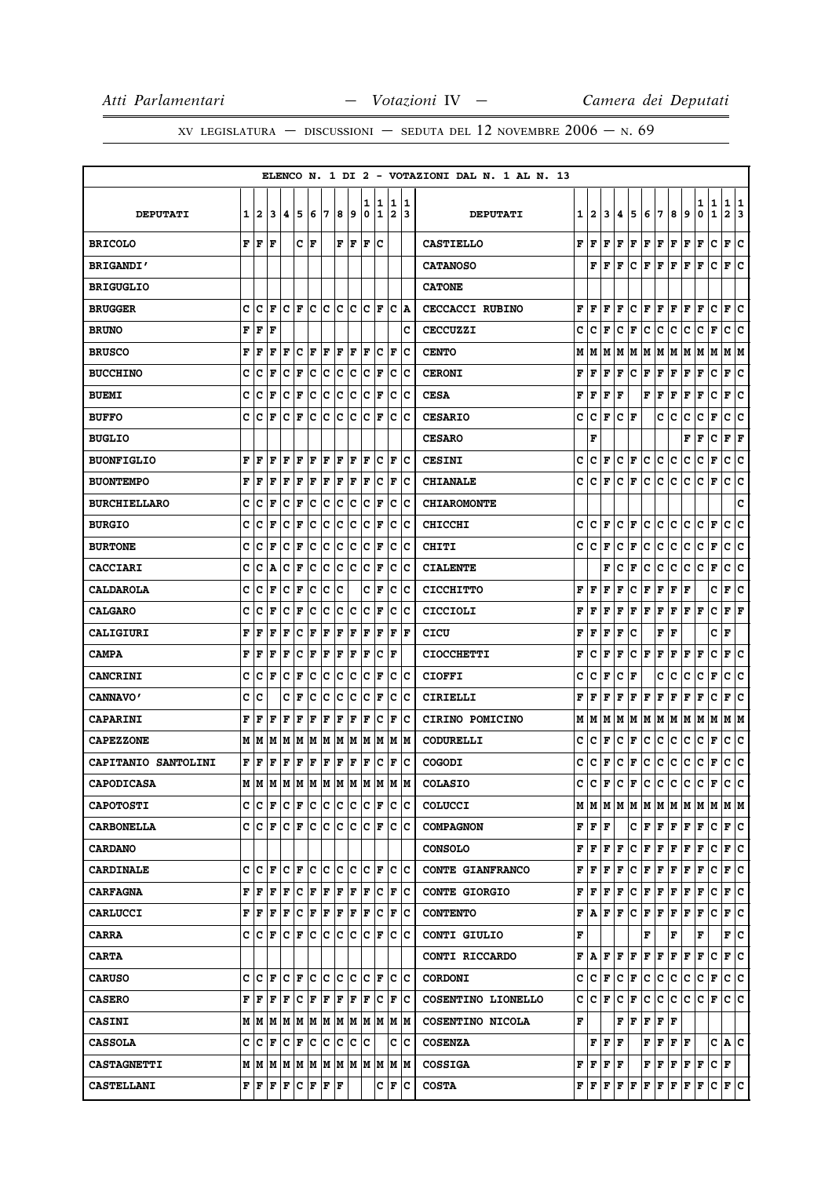XV LEGISLATURA — DISCUSSIONI — SEDUTA DEL 12 NOVEMBRE 2006 — N. 69

ELENCO N. 1 DI 2 - VOTAZIONI DAL N. 1 AL N. 13

| DEPUTATI | 1 | 2 | 3 | 4 | 5 | 6 | 7 | 8 | 9 | 10 | 11 | 12 | 13 | DEPUTATI | 1 | 2 | 3 | 4 | 5 | 6 | 7 | 8 | 9 | 10 | 11 | 12 | 13 |
|---|---|---|---|---|---|---|---|---|---|---|---|---|---|---|---|---|---|---|---|---|---|---|---|---|---|---|---|
| BRICOLO | F | F | F | | C | F | | F | F | F | C | | | CASTIELLO | F | F | F | F | F | F | F | F | F | F | C | F | C |
| BRIGANDI' | | | | | | | | | | | | | | CATANOSO | | F | F | F | C | F | F | F | F | F | C | F | C |
| BRIGUGLIO | | | | | | | | | | | | | | CATONE | | | | | | | | | | | | | |
| BRUGGER | C | C | F | C | F | C | C | C | C | C | F | C | A | CECCACCI RUBINO | F | F | F | F | C | F | F | F | F | F | C | F | C |
| BRUNO | F | F | F | | | | | | | | | | C | CECCUZZI | C | C | F | C | F | C | C | C | C | C | F | C | C |
| BRUSCO | F | F | F | F | C | F | F | F | F | F | C | F | C | CENTO | M | M | M | M | M | M | M | M | M | M | M | M | M |
| BUCCHINO | C | C | F | C | F | C | C | C | C | C | F | C | C | CERONI | F | F | F | F | C | F | F | F | F | F | C | F | C |
| BUEMI | C | C | F | C | F | C | C | C | C | C | F | C | C | CESA | F | F | F | F | | F | F | F | F | F | C | F | C |
| BUFFO | C | C | F | C | F | C | C | C | C | C | F | C | C | CESARIO | C | C | F | C | F | | C | C | C | C | F | C | C |
| BUGLIO | | | | | | | | | | | | | | CESARO | | F | | | | | | | F | F | C | F | F |
| BUONFIGLIO | F | F | F | F | F | F | F | F | F | F | C | F | C | CESINI | C | C | F | C | F | C | C | C | C | C | F | C | C |
| BUONTEMPO | F | F | F | F | F | F | F | F | F | F | C | F | C | CHIANALE | C | C | F | C | F | C | C | C | C | C | F | C | C |
| BURCHIELLARO | C | C | F | C | F | C | C | C | C | C | F | C | C | CHIAROMONTE | | | | | | | | | | | | | C |
| BURGIO | C | C | F | C | F | C | C | C | C | C | F | C | C | CHICCHI | C | C | F | C | F | C | C | C | C | C | F | C | C |
| BURTONE | C | C | F | C | F | C | C | C | C | C | F | C | C | CHITI | C | C | F | C | F | C | C | C | C | C | F | C | C |
| CACCIARI | C | C | A | C | F | C | C | C | C | C | F | C | C | CIALENTE | | | F | C | F | C | C | C | C | C | F | C | C |
| CALDAROLA | C | C | F | C | F | C | C | C | | C | F | C | C | CICCHITTO | F | F | F | F | C | F | F | F | F | | C | F | C |
| CALGARO | C | C | F | C | F | C | C | C | C | C | F | C | C | CICCIOLI | F | F | F | F | F | F | F | F | F | F | C | F | F |
| CALIGIURI | F | F | F | F | C | F | F | F | F | F | F | F | F | CICU | F | F | F | F | C | | F | F | | | C | F | |
| CAMPA | F | F | F | F | C | F | F | F | F | F | C | F | | CIOCCHETTI | F | C | F | F | C | F | F | F | F | F | C | F | C |
| CANCRINI | C | C | F | C | F | C | C | C | C | C | F | C | C | CIOFFI | C | C | F | C | F | | C | C | C | C | F | C | C |
| CANNAVO' | C | C | | C | F | C | C | C | C | C | F | C | C | CIRIELLI | F | F | F | F | F | F | F | F | F | F | C | F | C |
| CAPARINI | F | F | F | F | F | F | F | F | F | F | C | F | C | CIRINO POMICINO | M | M | M | M | M | M | M | M | M | M | M | M | M |
| CAPEZZONE | M | M | M | M | M | M | M | M | M | M | M | M | M | CODURELLI | C | C | F | C | F | C | C | C | C | C | F | C | C |
| CAPITANIO SANTOLINI | F | F | F | F | F | F | F | F | F | F | C | F | C | COGODI | C | C | F | C | F | C | C | C | C | C | F | C | C |
| CAPODICASA | M | M | M | M | M | M | M | M | M | M | M | M | M | COLASIO | C | C | F | C | F | C | C | C | C | C | F | C | C |
| CAPOTOSTI | C | C | F | C | F | C | C | C | C | C | F | C | C | COLUCCI | M | M | M | M | M | M | M | M | M | M | M | M | M |
| CARBONELLA | C | C | F | C | F | C | C | C | C | C | F | C | C | COMPAGNON | F | F | F | | C | F | F | F | F | F | C | F | C |
| CARDANO | | | | | | | | | | | | | | CONSOLO | F | F | F | F | C | F | F | F | F | F | C | F | C |
| CARDINALE | C | C | F | C | F | C | C | C | C | C | F | C | C | CONTE GIANFRANCO | F | F | F | F | C | F | F | F | F | F | C | F | C |
| CARFAGNA | F | F | F | F | C | F | F | F | F | F | C | F | C | CONTE GIORGIO | F | F | F | F | C | F | F | F | F | F | C | F | C |
| CARLUCCI | F | F | F | F | C | F | F | F | F | F | C | F | C | CONTENTO | F | A | F | F | C | F | F | F | F | F | C | F | C |
| CARRA | C | C | F | C | F | C | C | C | C | C | F | C | C | CONTI GIULIO | F | | | | | F | | F | | F | | F | C |
| CARTA | | | | | | | | | | | | | | CONTI RICCARDO | F | A | F | F | F | F | F | F | F | F | C | F | C |
| CARUSO | C | C | F | C | F | C | C | C | C | C | F | C | C | CORDONI | C | C | F | C | F | C | C | C | C | C | F | C | C |
| CASERO | F | F | F | F | C | F | F | F | F | F | C | F | C | COSENTINO LIONELLO | C | C | F | C | F | C | C | C | C | C | F | C | C |
| CASINI | M | M | M | M | M | M | M | M | M | M | M | M | M | COSENTINO NICOLA | F | | | F | F | F | F | F | | | | | |
| CASSOLA | C | C | F | C | F | C | C | C | C | C | | C | C | COSENZA | | F | F | F | | F | F | F | F | | C | A | C |
| CASTAGNETTI | M | M | M | M | M | M | M | M | M | M | M | M | M | COSSIGA | F | F | F | F | | F | F | F | F | F | C | F | |
| CASTELLANI | F | F | F | F | C | F | F | F | | | C | F | C | COSTA | F | F | F | F | F | F | F | F | F | F | C | F | C |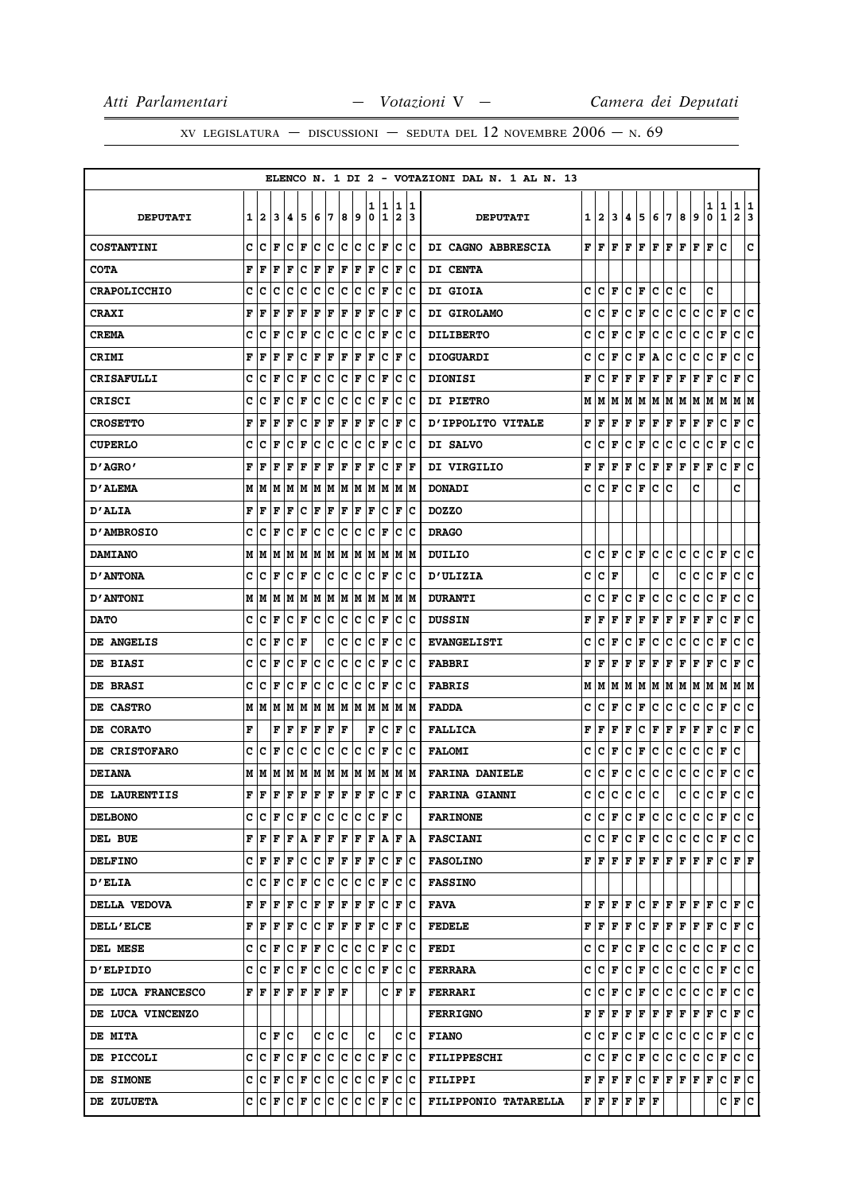ELENCO N. 1 DI 2 - VOTAZIONI DAL N. 1 AL N. 13

| DEPUTATI | 1 | 2 | 3 | 4 | 5 | 6 | 7 | 8 | 9 | 10 | 11 | 12 | 13 | DEPUTATI | 1 | 2 | 3 | 4 | 5 | 6 | 7 | 8 | 9 | 10 | 11 | 12 | 13 |
|---|---|---|---|---|---|---|---|---|---|---|---|---|---|---|---|---|---|---|---|---|---|---|---|---|---|---|---|
| COSTANTINI | C | C | F | C | F | C | C | C | C | C | F | C | C | DI CAGNO ABBRESCIA | F | F | F | F | F | F | F | F | F | F | C | | C |
| COTA | F | F | F | F | C | F | F | F | F | F | C | F | C | DI CENTA | | | | | | | | | | | | | |
| CRAPOLICCHIO | C | C | C | C | C | C | C | C | C | C | F | C | C | DI GIOIA | C | C | F | C | F | C | C | C | | C | | | |
| CRAXI | F | F | F | F | F | F | F | F | F | F | C | F | C | DI GIROLAMO | C | C | F | C | F | C | C | C | C | C | F | C | C |
| CREMA | C | C | F | C | F | C | C | C | C | C | F | C | C | DILIBERTO | C | C | F | C | F | C | C | C | C | C | F | C | C |
| CRIMI | F | F | F | F | C | F | F | F | F | F | C | F | C | DIOGUARDI | C | C | F | C | F | A | C | C | C | C | F | C | C |
| CRISAFULLI | C | C | F | C | F | C | C | C | F | C | F | C | C | DIONISI | F | C | F | F | F | F | F | F | F | F | C | F | C |
| CRISCI | C | C | F | C | F | C | C | C | C | C | F | C | C | DI PIETRO | M | M | M | M | M | M | M | M | M | M | M | M | M |
| CROSETTO | F | F | F | F | C | F | F | F | F | F | C | F | C | D'IPPOLITO VITALE | F | F | F | F | F | F | F | F | F | F | C | F | C |
| CUPERLO | C | C | F | C | F | C | C | C | C | C | F | C | C | DI SALVO | C | C | F | C | F | C | C | C | C | C | F | C | C |
| D'AGRO' | F | F | F | F | F | F | F | F | F | F | C | F | F | DI VIRGILIO | F | F | F | F | C | F | F | F | F | F | C | F | C |
| D'ALEMA | M | M | M | M | M | M | M | M | M | M | M | M | M | DONADI | C | C | F | C | F | C | C | | C | | | C | |
| D'ALIA | F | F | F | F | C | F | F | F | F | F | C | F | C | DOZZO | | | | | | | | | | | | | |
| D'AMBROSIO | C | C | F | C | F | C | C | C | C | C | F | C | C | DRAGO | | | | | | | | | | | | | |
| DAMIANO | M | M | M | M | M | M | M | M | M | M | M | M | M | DUILIO | C | C | F | C | F | C | C | C | C | C | F | C | C |
| D'ANTONA | C | C | F | C | F | C | C | C | C | C | F | C | C | D'ULIZIA | C | C | F | | | C | | C | C | C | F | C | C |
| D'ANTONI | M | M | M | M | M | M | M | M | M | M | M | M | M | DURANTI | C | C | F | C | F | C | C | C | C | C | F | C | C |
| DATO | C | C | F | C | F | C | C | C | C | C | F | C | C | DUSSIN | F | F | F | F | F | F | F | F | F | F | C | F | C |
| DE ANGELIS | C | C | F | C | F | | C | C | C | C | F | C | C | EVANGELISTI | C | C | F | C | F | C | C | C | C | C | F | C | C |
| DE BIASI | C | C | F | C | F | C | C | C | C | C | F | C | C | FABBRI | F | F | F | F | F | F | F | F | F | F | C | F | C |
| DE BRASI | C | C | F | C | F | C | C | C | C | C | F | C | C | FABRIS | M | M | M | M | M | M | M | M | M | M | M | M | M |
| DE CASTRO | M | M | M | M | M | M | M | M | M | M | M | M | M | FADDA | C | C | F | C | F | C | C | C | C | C | F | C | C |
| DE CORATO | F | | F | F | F | F | F | F | | F | C | F | C | FALLICA | F | F | F | F | C | F | F | F | F | F | C | F | C |
| DE CRISTOFARO | C | C | F | C | C | C | C | C | C | C | F | C | C | FALOMI | C | C | F | C | F | C | C | C | C | C | F | C | |
| DEIANA | M | M | M | M | M | M | M | M | M | M | M | M | M | FARINA DANIELE | C | C | F | C | C | C | C | C | C | C | F | C | C |
| DE LAURENTIIS | F | F | F | F | F | F | F | F | F | F | C | F | C | FARINA GIANNI | C | C | C | C | C | C | | C | C | C | F | C | C |
| DELBONO | C | C | F | C | F | C | C | C | C | C | F | C | | FARINONE | C | C | F | C | F | C | C | C | C | C | F | C | C |
| DEL BUE | F | F | F | F | A | F | F | F | F | F | A | F | A | FASCIANI | C | C | F | C | F | C | C | C | C | C | F | C | C |
| DELFINO | C | F | F | F | C | C | F | F | F | F | C | F | C | FASOLINO | F | F | F | F | F | F | F | F | F | F | C | F | F |
| D'ELIA | C | C | F | C | F | C | C | C | C | C | F | C | C | FASSINO | | | | | | | | | | | | | |
| DELLA VEDOVA | F | F | F | F | C | F | F | F | F | F | C | F | C | FAVA | F | F | F | F | C | F | F | F | F | F | C | F | C |
| DELL'ELCE | F | F | F | F | C | C | F | F | F | F | C | F | C | FEDELE | F | F | F | F | C | F | F | F | F | F | C | F | C |
| DEL MESE | C | C | F | C | F | F | C | C | C | C | F | C | C | FEDI | C | C | F | C | F | C | C | C | C | C | F | C | C |
| D'ELPIDIO | C | C | F | C | F | C | C | C | C | C | F | C | C | FERRARA | C | C | F | C | F | C | C | C | C | C | F | C | C |
| DE LUCA FRANCESCO | F | F | F | F | F | F | F | F | | | C | F | F | FERRARI | C | C | F | C | F | C | C | C | C | C | F | C | C |
| DE LUCA VINCENZO | | | | | | | | | | | | | | FERRIGNO | F | F | F | F | F | F | F | F | F | F | C | F | C |
| DE MITA | | C | F | C | | C | C | C | | C | | C | C | FIANO | C | C | F | C | F | C | C | C | C | C | F | C | C |
| DE PICCOLI | C | C | F | C | F | C | C | C | C | C | F | C | C | FILIPPESCHI | C | C | F | C | F | C | C | C | C | C | F | C | C |
| DE SIMONE | C | C | F | C | F | C | C | C | C | C | F | C | C | FILIPPI | F | F | F | F | C | F | F | F | F | F | C | F | C |
| DE ZULUETA | C | C | F | C | F | C | C | C | C | C | F | C | C | FILIPPONIO TATARELLA | F | F | F | F | F | F | | | | | C | F | C |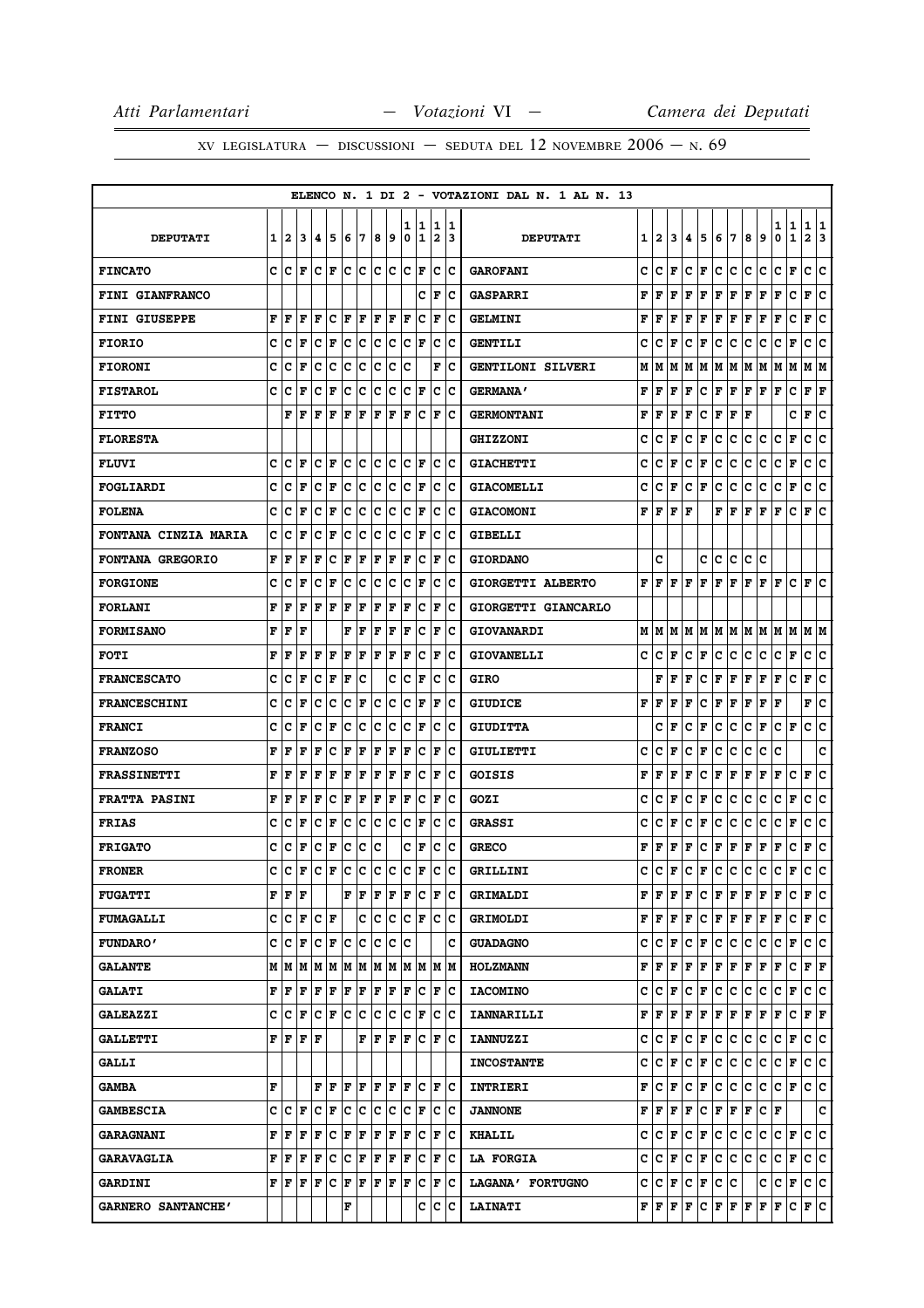XV LEGISLATURA — DISCUSSIONI — SEDUTA DEL 12 NOVEMBRE 2006 — N. 69

ELENCO N. 1 DI 2 - VOTAZIONI DAL N. 1 AL N. 13

| DEPUTATI | 1 | 2 | 3 | 4 | 5 | 6 | 7 | 8 | 9 | 10 | 11 | 12 | 13 | DEPUTATI | 1 | 2 | 3 | 4 | 5 | 6 | 7 | 8 | 9 | 10 | 11 | 12 | 13 |
|---|---|---|---|---|---|---|---|---|---|---|---|---|---|---|---|---|---|---|---|---|---|---|---|---|---|---|---|
| FINCATO | C | C | F | C | F | C | C | C | C | C | F | C | C | GAROFANI | C | C | F | C | F | C | C | C | C | C | F | C | C |
| FINI GIANFRANCO | | | | | | | | | | | C | F | C | GASPARRI | F | F | F | F | F | F | F | F | F | F | C | F | C |
| FINI GIUSEPPE | F | F | F | F | C | F | F | F | F | F | C | F | C | GELMINI | F | F | F | F | F | F | F | F | F | F | C | F | C |
| FIORIO | C | C | F | C | F | C | C | C | C | C | F | C | C | GENTILI | C | C | F | C | F | C | C | C | C | C | F | C | C |
| FIORONI | C | C | F | C | C | C | C | C | C | C | | F | C | GENTILONI SILVERI | M | M | M | M | M | M | M | M | M | M | M | M | M |
| FISTAROL | C | C | F | C | F | C | C | C | C | C | F | C | C | GERMANA' | F | F | F | F | C | F | F | F | F | F | C | F | F |
| FITTO | | F | F | F | F | F | F | F | F | F | C | F | C | GERMONTANI | F | F | F | F | C | F | F | F | | | C | F | C |
| FLORESTA | | | | | | | | | | | | | | GHIZZONI | C | C | F | C | F | C | C | C | C | C | F | C | C |
| FLUVI | C | C | F | C | F | C | C | C | C | C | F | C | C | GIACHETTI | C | C | F | C | F | C | C | C | C | C | F | C | C |
| FOGLIARDI | C | C | F | C | F | C | C | C | C | C | F | C | C | GIACOMELLI | C | C | F | C | F | C | C | C | C | C | F | C | C |
| FOLENA | C | C | F | C | F | C | C | C | C | C | F | C | C | GIACOMONI | F | F | F | F | | F | F | F | F | F | C | F | C |
| FONTANA CINZIA MARIA | C | C | F | C | F | C | C | C | C | C | F | C | C | GIBELLI | | | | | | | | | | | | | |
| FONTANA GREGORIO | F | F | F | F | C | F | F | F | F | F | C | F | C | GIORDANO | | C | | | C | C | C | C | C | | | | |
| FORGIONE | C | C | F | C | F | C | C | C | C | C | F | C | C | GIORGETTI ALBERTO | F | F | F | F | F | F | F | F | F | F | C | F | C |
| FORLANI | F | F | F | F | F | F | F | F | F | F | C | F | C | GIORGETTI GIANCARLO | | | | | | | | | | | | | |
| FORMISANO | F | F | F | | | F | F | F | F | F | C | F | C | GIOVANARDI | M | M | M | M | M | M | M | M | M | M | M | M | M |
| FOTI | F | F | F | F | F | F | F | F | F | F | C | F | C | GIOVANELLI | C | C | F | C | F | C | C | C | C | C | F | C | C |
| FRANCESCATO | C | C | F | C | F | F | C | | C | C | F | C | C | GIRO | | F | F | F | C | F | F | F | F | F | C | F | C |
| FRANCESCHINI | C | C | F | C | C | C | F | C | C | C | F | F | C | GIUDICE | F | F | F | F | C | F | F | F | F | F | | F | C |
| FRANCI | C | C | F | C | F | C | C | C | C | C | F | C | C | GIUDITTA | | C | F | C | F | C | C | C | F | C | F | C | C |
| FRANZOSO | F | F | F | F | C | F | F | F | F | F | C | F | C | GIULIETTI | C | C | F | C | F | C | C | C | C | C | | | C |
| FRASSINETTI | F | F | F | F | F | F | F | F | F | F | C | F | C | GOISIS | F | F | F | F | C | F | F | F | F | F | C | F | C |
| FRATTA PASINI | F | F | F | F | C | F | F | F | F | F | C | F | C | GOZI | C | C | F | C | F | C | C | C | C | C | F | C | C |
| FRIAS | C | C | F | C | F | C | C | C | C | C | F | C | C | GRASSI | C | C | F | C | F | C | C | C | C | C | F | C | C |
| FRIGATO | C | C | F | C | F | C | C | C | | C | F | C | C | GRECO | F | F | F | F | C | F | F | F | F | F | C | F | C |
| FRONER | C | C | F | C | F | C | C | C | C | C | F | C | C | GRILLINI | C | C | F | C | F | C | C | C | C | C | F | C | C |
| FUGATTI | F | F | F | | | F | F | F | F | F | C | F | C | GRIMALDI | F | F | F | F | C | F | F | F | F | F | C | F | C |
| FUMAGALLI | C | C | F | C | F | | C | C | C | C | F | C | C | GRIMOLDI | F | F | F | F | C | F | F | F | F | F | C | F | C |
| FUNDARO' | C | C | F | C | F | C | C | C | C | C | | | C | GUADAGNO | C | C | F | C | F | C | C | C | C | C | F | C | C |
| GALANTE | M | M | M | M | M | M | M | M | M | M | M | M | M | HOLZMANN | F | F | F | F | F | F | F | F | F | F | C | F | F |
| GALATI | F | F | F | F | F | F | F | F | F | F | C | F | C | IACOMINO | C | C | F | C | F | C | C | C | C | C | F | C | C |
| GALEAZZI | C | C | F | C | F | C | C | C | C | C | F | C | C | IANNARILLI | F | F | F | F | F | F | F | F | F | F | C | F | F |
| GALLETTI | F | F | F | F | | | F | F | F | F | C | F | C | IANNUZZI | C | C | F | C | F | C | C | C | C | C | F | C | C |
| GALLI | | | | | | | | | | | | | | INCOSTANTE | C | C | F | C | F | C | C | C | C | C | F | C | C |
| GAMBA | F | | | F | F | F | F | F | F | F | C | F | C | INTRIERI | F | C | F | C | F | C | C | C | C | C | F | C | C |
| GAMBESCIA | C | C | F | C | F | C | C | C | C | C | F | C | C | JANNONE | F | F | F | F | C | F | F | F | C | F | | | C |
| GARAGNANI | F | F | F | F | C | F | F | F | F | F | C | F | C | KHALIL | C | C | F | C | F | C | C | C | C | C | F | C | C |
| GARAVAGLIA | F | F | F | F | C | C | F | F | F | F | C | F | C | LA FORGIA | C | C | F | C | F | C | C | C | C | C | F | C | C |
| GARDINI | F | F | F | F | C | F | F | F | F | F | C | F | C | LAGANA' FORTUGNO | C | C | F | C | F | C | C | | C | C | F | C | C |
| GARNERO SANTANCHE' | | | | | | F | | | | | C | C | C | LAINATI | F | F | F | F | C | F | F | F | F | F | C | F | C |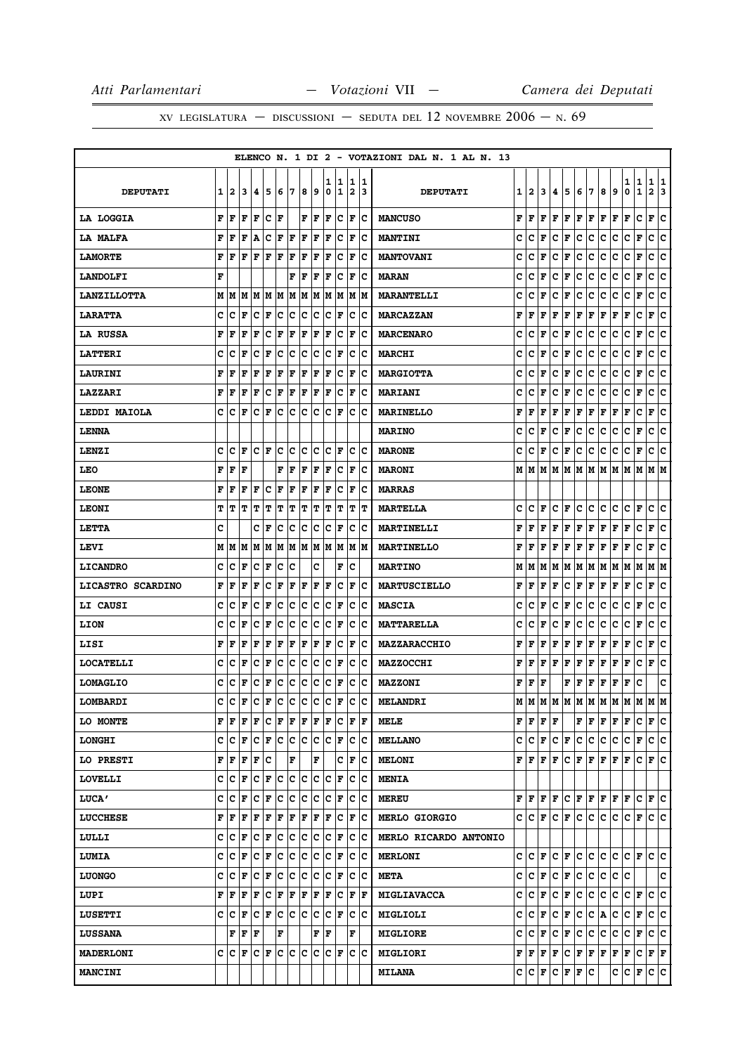XV LEGISLATURA — DISCUSSIONI — SEDUTA DEL 12 NOVEMBRE 2006 — N. 69

| ELENCO N. 1 DI 2 - VOTAZIONI DAL N. 1 AL N. 13 | | | | | | | | | | | | | | | | | | | | | | | | | | | |
|---|---|---|---|---|---|---|---|---|---|---|---|---|---|---|---|---|---|---|---|---|---|---|---|---|---|---|---|
| DEPUTATI | 1 | 2 | 3 | 4 | 5 | 6 | 7 | 8 | 9 | 10 | 11 | 12 | 13 | DEPUTATI | 1 | 2 | 3 | 4 | 5 | 6 | 7 | 8 | 9 | 10 | 11 | 12 | 13 |
| LA LOGGIA | F | F | F | F | C | F | | F | F | F | C | F | C | MANCUSO | F | F | F | F | F | F | F | F | F | F | C | F | C |
| LA MALFA | F | F | F | A | C | F | F | F | F | F | C | F | C | MANTINI | C | C | F | C | F | C | C | C | C | C | F | C | C |
| LAMORTE | F | F | F | F | F | F | F | F | F | F | C | F | C | MANTOVANI | C | C | F | C | F | C | C | C | C | C | F | C | C |
| LANDOLFI | F | | | | | | | F | F | F | F | C | F | C | MARAN | C | C | F | C | F | C | C | C | C | C | F | C | C |
| LANZILLOTTA | M | M | M | M | M | M | M | M | M | M | M | M | M | MARANTELLI | C | C | F | C | F | C | C | C | C | C | F | C | C |
| LARATTA | C | C | F | C | F | C | C | C | C | C | F | C | C | MARCAZZAN | F | F | F | F | F | F | F | F | F | F | C | F | C |
| LA RUSSA | F | F | F | F | C | F | F | F | F | F | C | F | C | MARCENARO | C | C | F | C | F | C | C | C | C | C | F | C | C |
| LATTERI | C | C | F | C | F | C | C | C | C | C | F | C | C | MARCHI | C | C | F | C | F | C | C | C | C | C | F | C | C |
| LAURINI | F | F | F | F | F | F | F | F | F | F | C | F | C | MARGIOTTA | C | C | F | C | F | C | C | C | C | C | F | C | C |
| LAZZARI | F | F | F | F | C | F | F | F | F | F | C | F | C | MARIANI | C | C | F | C | F | C | C | C | C | C | F | C | C |
| LEDDI MAIOLA | C | C | F | C | F | C | C | C | C | C | F | C | C | MARINELLO | F | F | F | F | F | F | F | F | F | F | C | F | C |
| LENNA | | | | | | | | | | | | | | MARINO | C | C | F | C | F | C | C | C | C | C | F | C | C |
| LENZI | C | C | F | C | F | C | C | C | C | C | F | C | C | MARONE | C | C | F | C | F | C | C | C | C | C | F | C | C |
| LEO | F | F | F | | | F | F | F | F | F | C | F | C | MARONI | M | M | M | M | M | M | M | M | M | M | M | M | M |
| LEONE | F | F | F | F | C | F | F | F | F | F | C | F | C | MARRAS | | | | | | | | | | | | | |
| LEONI | T | T | T | T | T | T | T | T | T | T | T | T | T | MARTELLA | C | C | F | C | F | C | C | C | C | C | F | C | C |
| LETTA | C | | | C | F | C | C | C | C | C | F | C | C | MARTINELLI | F | F | F | F | F | F | F | F | F | F | C | F | C |
| LEVI | M | M | M | M | M | M | M | M | M | M | M | M | M | MARTINELLO | F | F | F | F | F | F | F | F | F | F | C | F | C |
| LICANDRO | C | C | F | C | F | C | C | | C | | | F | C | MARTINO | M | M | M | M | M | M | M | M | M | M | M | M | M |
| LICASTRO SCARDINO | F | F | F | F | C | F | F | F | F | F | C | F | C | MARTUSCIELLO | F | F | F | F | C | F | F | F | F | F | C | F | C |
| LI CAUSI | C | C | F | C | F | C | C | C | C | C | F | C | C | MASCIA | C | C | F | C | F | C | C | C | C | C | F | C | C |
| LION | C | C | F | C | F | C | C | C | C | C | F | C | C | MATTARELLA | C | C | F | C | F | C | C | C | C | C | F | C | C |
| LISI | F | F | F | F | F | F | F | F | F | F | C | F | C | MAZZARACCHIO | F | F | F | F | F | F | F | F | F | F | C | F | C |
| LOCATELLI | C | C | F | C | F | C | C | C | C | C | F | C | C | MAZZOCCHI | F | F | F | F | F | F | F | F | F | F | C | F | C |
| LOMAGLIO | C | C | F | C | F | C | C | C | C | C | F | C | C | MAZZONI | F | F | F | | F | F | F | F | F | F | C | | C |
| LOMBARDI | C | C | F | C | F | C | C | C | C | C | F | C | C | MELANDRI | M | M | M | M | M | M | M | M | M | M | M | M | M |
| LO MONTE | F | F | F | F | C | F | F | F | F | F | C | F | F | MELE | F | F | F | F | | F | F | F | F | F | C | F | C |
| LONGHI | C | C | F | C | F | C | C | C | C | C | F | C | C | MELLANO | C | C | F | C | F | C | C | C | C | C | F | C | C |
| LO PRESTI | F | F | F | F | C | | F | | F | | C | F | C | MELONI | F | F | F | F | C | F | F | F | F | F | C | F | C |
| LOVELLI | C | C | F | C | F | C | C | C | C | C | F | C | C | MENIA | | | | | | | | | | | | | |
| LUCA' | C | C | F | C | F | C | C | C | C | C | F | C | C | MEREU | F | F | F | F | C | F | F | F | F | F | C | F | C |
| LUCCHESE | F | F | F | F | F | F | F | F | F | F | C | F | C | MERLO GIORGIO | C | C | F | C | F | C | C | C | C | C | F | C | C |
| LULLI | C | C | F | C | F | C | C | C | C | C | F | C | C | MERLO RICARDO ANTONIO | | | | | | | | | | | | | |
| LUMIA | C | C | F | C | F | C | C | C | C | C | F | C | C | MERLONI | C | C | F | C | F | C | C | C | C | C | F | C | C |
| LUONGO | C | C | F | C | F | C | C | C | C | C | F | C | C | META | C | C | F | C | F | C | C | C | C | C | | | C |
| LUPI | F | F | F | F | C | F | F | F | F | F | C | F | F | MIGLIAVACCA | C | C | F | C | F | C | C | C | C | C | F | C | C |
| LUSETTI | C | C | F | C | F | C | C | C | C | C | F | C | C | MIGLIOLI | C | C | F | C | F | C | C | A | C | C | F | C | C |
| LUSSANA | | F | F | F | | F | | | F | F | | F | | MIGLIORE | C | C | F | C | F | C | C | C | C | C | F | C | C |
| MADERLONI | C | C | F | C | F | C | C | C | C | C | F | C | C | MIGLIORI | F | F | F | F | C | F | F | F | F | F | C | F | F |
| MANCINI | | | | | | | | | | | | | | MILANA | C | C | F | C | F | F | C | | C | C | F | C | C |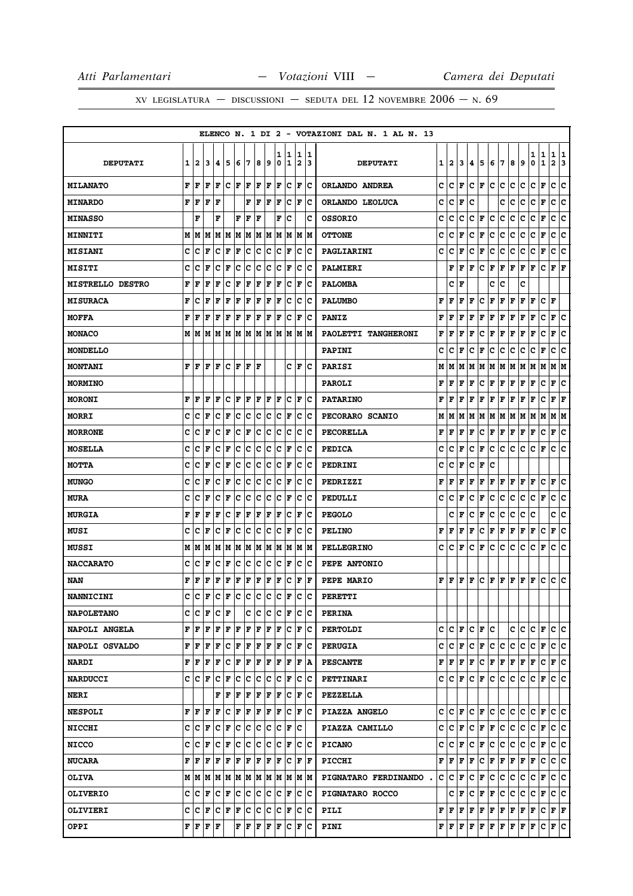XV LEGISLATURA — DISCUSSIONI — SEDUTA DEL 12 NOVEMBRE 2006 — N. 69

ELENCO N. 1 DI 2 - VOTAZIONI DAL N. 1 AL N. 13

| DEPUTATI | 1 | 2 | 3 | 4 | 5 | 6 | 7 | 8 | 9 | 10 | 11 | 12 | 13 | DEPUTATI | 1 | 2 | 3 | 4 | 5 | 6 | 7 | 8 | 9 | 10 | 11 | 12 | 13 |
|---|---|---|---|---|---|---|---|---|---|---|---|---|---|---|---|---|---|---|---|---|---|---|---|---|---|---|---|
| MILANATO | F | F | F | F | C | F | F | F | F | F | C | F | C | ORLANDO ANDREA | C | C | F | C | F | C | C | C | C | C | F | C | C |
| MINARDO | F | F | F | F | | | F | F | F | F | C | F | C | ORLANDO LEOLUCA | C | C | F | C | | | C | C | C | C | F | C | C |
| MINASSO | | F | | F | | F | F | F | | F | C | | C | OSSORIO | C | C | C | C | F | C | C | C | C | C | F | C | C |
| MINNITI | M | M | M | M | M | M | M | M | M | M | M | M | M | OTTONE | C | C | F | C | F | C | C | C | C | C | F | C | C |
| MISIANI | C | C | F | C | F | F | C | C | C | C | F | C | C | PAGLIARINI | C | C | F | C | F | C | C | C | C | C | F | C | C |
| MISITI | C | C | F | C | F | C | C | C | C | C | F | C | C | PALMIERI | | F | F | F | C | F | F | F | F | F | C | F | F |
| MISTRELLO DESTRO | F | F | F | F | C | F | F | F | F | F | C | F | C | PALOMBA | | C | F | | | C | C | | C | | | | |
| MISURACA | F | C | F | F | F | F | F | F | F | F | C | C | C | PALUMBO | F | F | F | F | C | F | F | F | F | F | C | F | |
| MOFFA | F | F | F | F | F | F | F | F | F | F | C | F | C | PANIZ | F | F | F | F | F | F | F | F | F | F | C | F | C |
| MONACO | M | M | M | M | M | M | M | M | M | M | M | M | M | PAOLETTI TANGHERONI | F | F | F | F | C | F | F | F | F | F | C | F | C |
| MONDELLO | | | | | | | | | | | | | | PAPINI | C | C | F | C | F | C | C | C | C | C | F | C | C |
| MONTANI | F | F | F | F | C | F | F | F | | | C | F | C | PARISI | M | M | M | M | M | M | M | M | M | M | M | M | M |
| MORMINO | | | | | | | | | | | | | | PAROLI | F | F | F | F | C | F | F | F | F | F | C | F | C |
| MORONI | F | F | F | F | C | F | F | F | F | F | C | F | C | PATARINO | F | F | F | F | F | F | F | F | F | F | C | F | F |
| MORRI | C | C | F | C | F | C | C | C | C | C | F | C | C | PECORARO SCANIO | M | M | M | M | M | M | M | M | M | M | M | M | M |
| MORRONE | C | C | F | C | F | C | F | C | C | C | C | C | C | PECORELLA | F | F | F | F | C | F | F | F | F | F | C | F | C |
| MOSELLA | C | C | F | C | F | C | C | C | C | C | F | C | C | PEDICA | C | C | F | C | F | C | C | C | C | C | F | C | C |
| MOTTA | C | C | F | C | F | C | C | C | C | C | F | C | C | PEDRINI | C | C | F | C | F | C | | | | | | | |
| MUNGO | C | C | F | C | F | C | C | C | C | C | F | C | C | PEDRIZZI | F | F | F | F | F | F | F | F | F | F | C | F | C |
| MURA | C | C | F | C | F | C | C | C | C | C | F | C | C | PEDULLI | C | C | F | C | F | C | C | C | C | C | F | C | C |
| MURGIA | F | F | F | F | C | F | F | F | F | F | C | F | C | PEGOLO | | C | F | C | F | C | C | C | C | C | | C | C |
| MUSI | C | C | F | C | F | C | C | C | C | C | F | C | C | PELINO | F | F | F | F | C | F | F | F | F | F | C | F | C |
| MUSSI | M | M | M | M | M | M | M | M | M | M | M | M | M | PELLEGRINO | C | C | F | C | F | C | C | C | C | C | F | C | C |
| NACCARATO | C | C | F | C | F | C | C | C | C | C | F | C | C | PEPE ANTONIO | | | | | | | | | | | | | |
| NAN | F | F | F | F | F | F | F | F | F | F | C | F | F | PEPE MARIO | F | F | F | F | C | F | F | F | F | F | C | C | C |
| NANNICINI | C | C | F | C | F | C | C | C | C | C | F | C | C | PERETTI | | | | | | | | | | | | | |
| NAPOLETANO | C | C | F | C | F | | C | C | C | C | F | C | C | PERINA | | | | | | | | | | | | | |
| NAPOLI ANGELA | F | F | F | F | F | F | F | F | F | F | C | F | C | PERTOLDI | C | C | F | C | F | C | | C | C | C | F | C | C |
| NAPOLI OSVALDO | F | F | F | F | C | F | F | F | F | F | C | F | C | PERUGIA | C | C | F | C | F | C | C | C | C | C | F | C | C |
| NARDI | F | F | F | F | C | F | F | F | F | F | F | F | A | PESCANTE | F | F | F | F | C | F | F | F | F | F | C | F | C |
| NARDUCCI | C | C | F | C | F | C | C | C | C | C | F | C | C | PETTINARI | C | C | F | C | F | C | C | C | C | C | F | C | C |
| NERI | | | | F | F | F | F | F | F | F | C | F | C | PEZZELLA | | | | | | | | | | | | | |
| NESPOLI | F | F | F | F | C | F | F | F | F | F | C | F | C | PIAZZA ANGELO | C | C | F | C | F | C | C | C | C | C | F | C | C |
| NICCHI | C | C | F | C | F | C | C | C | C | C | F | C | | PIAZZA CAMILLO | C | C | F | C | F | F | C | C | C | C | F | C | C |
| NICCO | C | C | F | C | F | C | C | C | C | C | F | C | C | PICANO | C | C | F | C | F | C | C | C | C | C | F | C | C |
| NUCARA | F | F | F | F | F | F | F | F | F | F | C | F | F | PICCHI | F | F | F | F | C | F | F | F | F | F | C | C | C |
| OLIVA | M | M | M | M | M | M | M | M | M | M | M | M | M | PIGNATARO FERDINANDO . | C | C | F | C | F | C | C | C | C | C | F | C | C |
| OLIVERIO | C | C | F | C | F | C | C | C | C | C | F | C | C | PIGNATARO ROCCO | | C | F | C | F | F | C | C | C | C | F | C | C |
| OLIVIERI | C | C | F | C | F | F | C | C | C | C | F | C | C | PILI | F | F | F | F | F | F | F | F | F | F | C | F | F |
| OPPI | F | F | F | F | | F | F | F | F | F | C | F | C | PINI | F | F | F | F | F | F | F | F | F | F | C | F | C |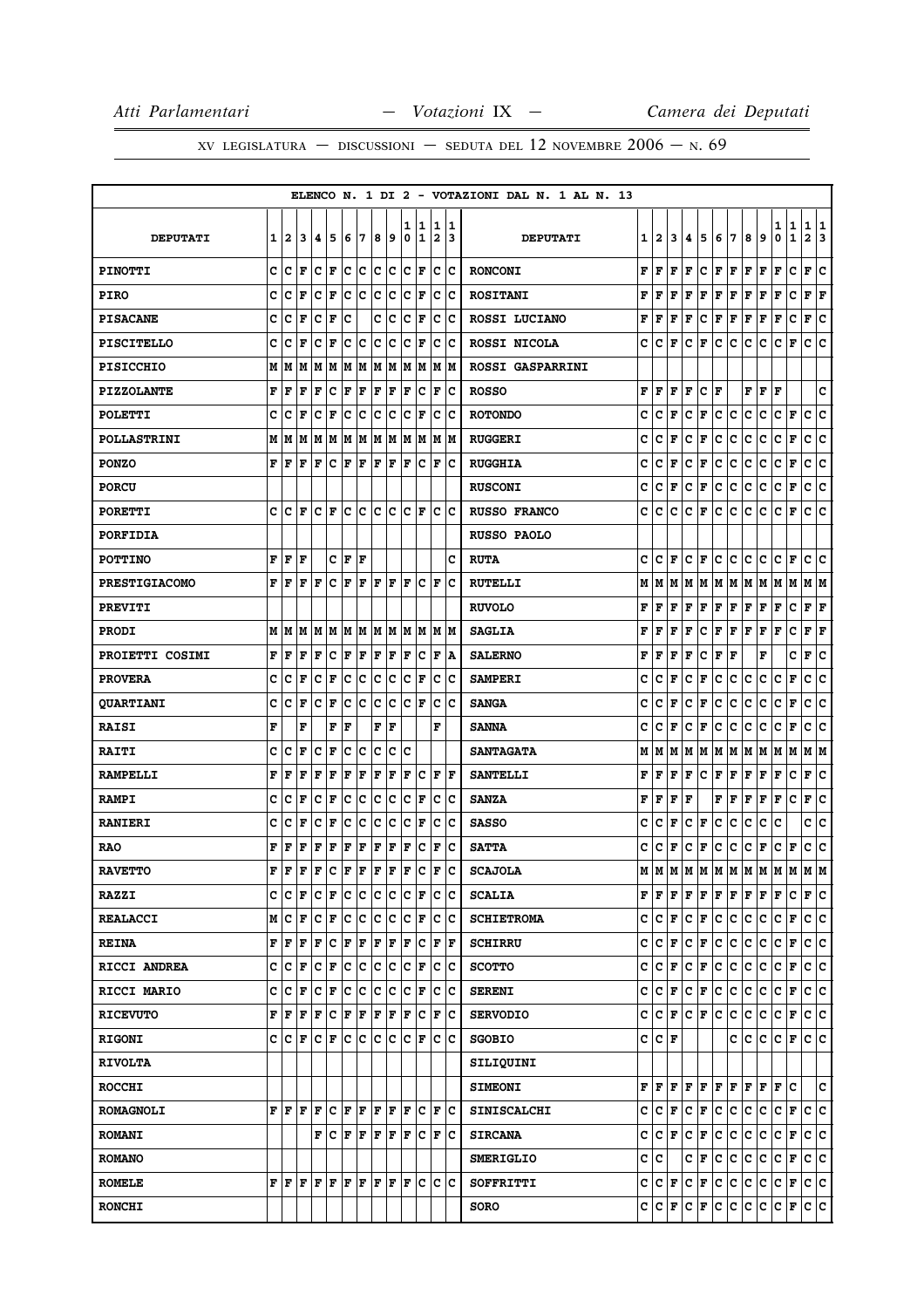ELENCO N. 1 DI 2 - VOTAZIONI DAL N. 1 AL N. 13

| DEPUTATI | 1 | 2 | 3 | 4 | 5 | 6 | 7 | 8 | 9 | 10 | 11 | 12 | 13 | DEPUTATI | 1 | 2 | 3 | 4 | 5 | 6 | 7 | 8 | 9 | 10 | 11 | 12 | 13 |
|---|---|---|---|---|---|---|---|---|---|---|---|---|---|---|---|---|---|---|---|---|---|---|---|---|---|---|---|
| PINOTTI | C | C | F | C | F | C | C | C | C | C | F | C | C | RONCONI | F | F | F | F | C | F | F | F | F | F | C | F | C |
| PIRO | C | C | F | C | F | C | C | C | C | C | F | C | C | ROSITANI | F | F | F | F | F | F | F | F | F | F | C | F | F |
| PISACANE | C | C | F | C | F | C |  | C | C | C | F | C | C | ROSSI LUCIANO | F | F | F | F | C | F | F | F | F | F | C | F | C |
| PISCITELLO | C | C | F | C | F | C | C | C | C | C | F | C | C | ROSSI NICOLA | C | C | F | C | F | C | C | C | C | C | F | C | C |
| PISICCHIO | M | M | M | M | M | M | M | M | M | M | M | M | M | ROSSI GASPARRINI |  |  |  |  |  |  |  |  |  |  |  |  |  |
| PIZZOLANTE | F | F | F | F | C | F | F | F | F | F | C | F | C | ROSSO | F | F | F | F | C | F |  | F | F | F |  |  | C |
| POLETTI | C | C | F | C | F | C | C | C | C | C | F | C | C | ROTONDO | C | C | F | C | F | C | C | C | C | C | F | C | C |
| POLLASTRINI | M | M | M | M | M | M | M | M | M | M | M | M | M | RUGGERI | C | C | F | C | F | C | C | C | C | C | F | C | C |
| PONZO | F | F | F | F | C | F | F | F | F | F | C | F | C | RUGGHIA | C | C | F | C | F | C | C | C | C | C | F | C | C |
| PORCU |  |  |  |  |  |  |  |  |  |  |  |  |  | RUSCONI | C | C | F | C | F | C | C | C | C | C | F | C | C |
| PORETTI | C | C | F | C | F | C | C | C | C | C | F | C | C | RUSSO FRANCO | C | C | C | C | F | C | C | C | C | C | F | C | C |
| PORFIDIA |  |  |  |  |  |  |  |  |  |  |  |  |  | RUSSO PAOLO |  |  |  |  |  |  |  |  |  |  |  |  |  |
| POTTINO | F | F | F |  | C | F | F |  |  |  |  |  | C | RUTA | C | C | F | C | F | C | C | C | C | C | F | C | C |
| PRESTIGIACOMO | F | F | F | F | C | F | F | F | F | F | C | F | C | RUTELLI | M | M | M | M | M | M | M | M | M | M | M | M | M |
| PREVITI |  |  |  |  |  |  |  |  |  |  |  |  |  | RUVOLO | F | F | F | F | F | F | F | F | F | F | C | F | F |
| PRODI | M | M | M | M | M | M | M | M | M | M | M | M | M | SAGLIA | F | F | F | F | C | F | F | F | F | F | C | F | F |
| PROIETTI COSIMI | F | F | F | F | C | F | F | F | F | F | C | F | A | SALERNO | F | F | F | F | C | F | F |  | F |  | C | F | C |
| PROVERA | C | C | F | C | F | C | C | C | C | C | F | C | C | SAMPERI | C | C | F | C | F | C | C | C | C | C | F | C | C |
| QUARTIANI | C | C | F | C | F | C | C | C | C | C | F | C | C | SANGA | C | C | F | C | F | C | C | C | C | C | F | C | C |
| RAISI | F |  | F |  | F | F |  | F | F |  |  | F |  | SANNA | C | C | F | C | F | C | C | C | C | C | F | C | C |
| RAITI | C | C | F | C | F | C | C | C | C | C |  |  |  | SANTAGATA | M | M | M | M | M | M | M | M | M | M | M | M | M |
| RAMPELLI | F | F | F | F | F | F | F | F | F | F | C | F | F | SANTELLI | F | F | F | F | C | F | F | F | F | F | C | F | C |
| RAMPI | C | C | F | C | F | C | C | C | C | C | F | C | C | SANZA | F | F | F | F |  | F | F | F | F | F | C | F | C |
| RANIERI | C | C | F | C | F | C | C | C | C | C | F | C | C | SASSO | C | C | F | C | F | C | C | C | C | C |  | C | C |
| RAO | F | F | F | F | F | F | F | F | F | F | C | F | C | SATTA | C | C | F | C | F | C | C | C | F | C | F | C | C |
| RAVETTO | F | F | F | F | C | F | F | F | F | F | C | F | C | SCAJOLA | M | M | M | M | M | M | M | M | M | M | M | M | M |
| RAZZI | C | C | F | C | F | C | C | C | C | C | F | C | C | SCALIA | F | F | F | F | F | F | F | F | F | F | C | F | C |
| REALACCI | M | C | F | C | F | C | C | C | C | C | F | C | C | SCHIETROMA | C | C | F | C | F | C | C | C | C | C | F | C | C |
| REINA | F | F | F | F | C | F | F | F | F | F | C | F | F | SCHIRRU | C | C | F | C | F | C | C | C | C | C | F | C | C |
| RICCI ANDREA | C | C | F | C | F | C | C | C | C | C | F | C | C | SCOTTO | C | C | F | C | F | C | C | C | C | C | F | C | C |
| RICCI MARIO | C | C | F | C | F | C | C | C | C | C | F | C | C | SERENI | C | C | F | C | F | C | C | C | C | C | F | C | C |
| RICEVUTO | F | F | F | F | C | F | F | F | F | F | C | F | C | SERVODIO | C | C | F | C | F | C | C | C | C | C | F | C | C |
| RIGONI | C | C | F | C | F | C | C | C | C | C | F | C | C | SGOBIO | C | C | F |  |  |  | C | C | C | C | F | C | C |
| RIVOLTA |  |  |  |  |  |  |  |  |  |  |  |  |  | SILIQUINI |  |  |  |  |  |  |  |  |  |  |  |  |  |
| ROCCHI |  |  |  |  |  |  |  |  |  |  |  |  |  | SIMEONI | F | F | F | F | F | F | F | F | F | F | C |  | C |
| ROMAGNOLI | F | F | F | F | C | F | F | F | F | F | C | F | C | SINISCALCHI | C | C | F | C | F | C | C | C | C | C | F | C | C |
| ROMANI |  |  |  | F | C | F | F | F | F | F | C | F | C | SIRCANA | C | C | F | C | F | C | C | C | C | C | F | C | C |
| ROMANO |  |  |  |  |  |  |  |  |  |  |  |  |  | SMERIGLIO | C | C |  | C | F | C | C | C | C | C | F | C | C |
| ROMELE | F | F | F | F | F | F | F | F | F | F | C | C | C | SOFFRITTI | C | C | F | C | F | C | C | C | C | C | F | C | C |
| RONCHI |  |  |  |  |  |  |  |  |  |  |  |  |  | SORO | C | C | F | C | F | C | C | C | C | C | F | C | C |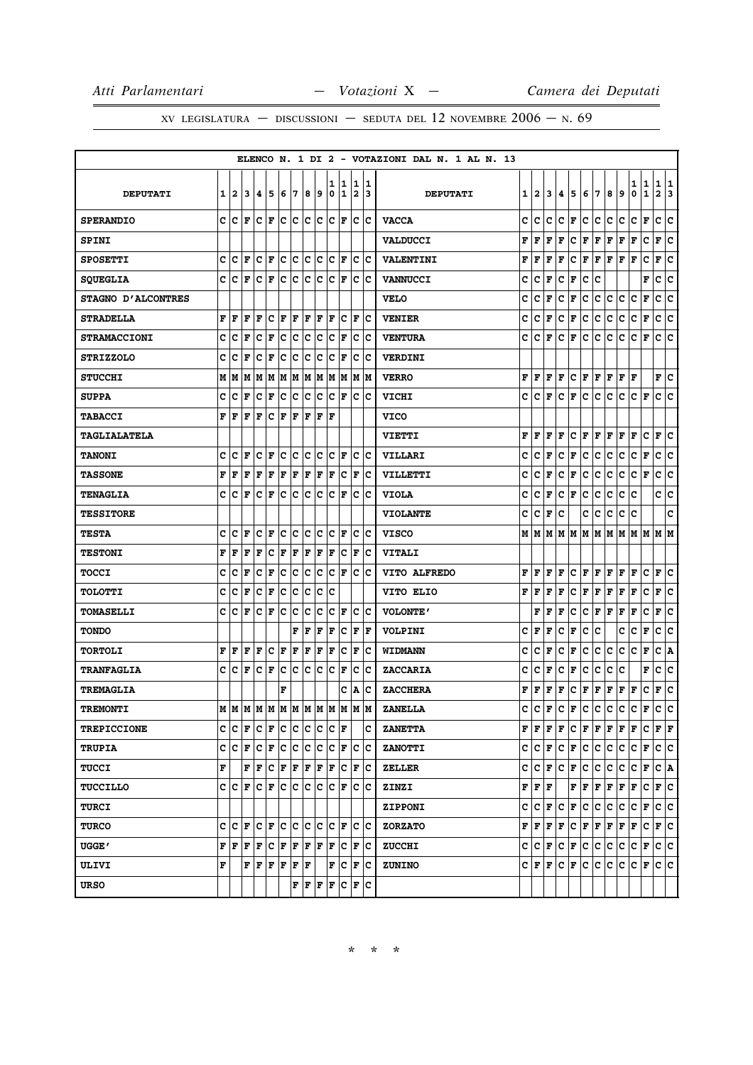XV LEGISLATURA — DISCUSSIONI — SEDUTA DEL 12 NOVEMBRE 2006 — N. 69

ELENCO N. 1 DI 2 - VOTAZIONI DAL N. 1 AL N. 13

| DEPUTATI | 1 | 2 | 3 | 4 | 5 | 6 | 7 | 8 | 9 | 10 | 11 | 12 | 13 | DEPUTATI | 1 | 2 | 3 | 4 | 5 | 6 | 7 | 8 | 9 | 10 | 11 | 12 | 13 |
|---|---|---|---|---|---|---|---|---|---|---|---|---|---|---|---|---|---|---|---|---|---|---|---|---|---|---|---|
| **SPERANDIO** | C | C | F | C | F | C | C | C | C | C | F | C | C | **VACCA** | C | C | C | C | F | C | C | C | C | C | F | C | C |
| **SPINI** | | | | | | | | | | | | | | **VALDUCCI** | F | F | F | F | C | F | F | F | F | F | C | F | C |
| **SPOSETTI** | C | C | F | C | F | C | C | C | C | C | F | C | C | **VALENTINI** | F | F | F | F | C | F | F | F | F | F | C | F | C |
| **SQUEGLIA** | C | C | F | C | F | C | C | C | C | C | F | C | C | **VANNUCCI** | C | C | F | C | F | C | C | | | | F | C | C |
| **STAGNO D'ALCONTRES** | | | | | | | | | | | | | | **VELO** | C | C | F | C | F | C | C | C | C | C | F | C | C |
| **STRADELLA** | F | F | F | F | C | F | F | F | F | F | C | F | C | **VENIER** | C | C | F | C | F | C | C | C | C | C | F | C | C |
| **STRAMACCIONI** | C | C | F | C | F | C | C | C | C | C | F | C | C | **VENTURA** | C | C | F | C | F | C | C | C | C | C | F | C | C |
| **STRIZZOLO** | C | C | F | C | F | C | C | C | C | C | F | C | C | **VERDINI** | | | | | | | | | | | | | |
| **STUCCHI** | M | M | M | M | M | M | M | M | M | M | M | M | M | **VERRO** | F | F | F | F | C | F | F | F | F | F | | F | C |
| **SUPPA** | C | C | F | C | F | C | C | C | C | C | F | C | C | **VICHI** | C | C | F | C | F | C | C | C | C | C | F | C | C |
| **TABACCI** | F | F | F | F | C | F | F | F | F | F | | | | **VICO** | | | | | | | | | | | | | |
| **TAGLIALATELA** | | | | | | | | | | | | | | **VIETTI** | F | F | F | F | C | F | F | F | F | F | C | F | C |
| **TANONI** | C | C | F | C | F | C | C | C | C | C | F | C | C | **VILLARI** | C | C | F | C | F | C | C | C | C | C | F | C | C |
| **TASSONE** | F | F | F | F | F | F | F | F | F | F | C | F | C | **VILLETTI** | C | C | F | C | F | C | C | C | C | C | F | C | C |
| **TENAGLIA** | C | C | F | C | F | C | C | C | C | C | F | C | C | **VIOLA** | C | C | F | C | F | C | C | C | C | C | | C | C |
| **TESSITORE** | | | | | | | | | | | | | | **VIOLANTE** | C | C | F | C | | C | C | C | C | C | | | C |
| **TESTA** | C | C | F | C | F | C | C | C | C | C | F | C | C | **VISCO** | M | M | M | M | M | M | M | M | M | M | M | M | M |
| **TESTONI** | F | F | F | F | C | F | F | F | F | F | C | F | C | **VITALI** | | | | | | | | | | | | | |
| **TOCCI** | C | C | F | C | F | C | C | C | C | C | F | C | C | **VITO ALFREDO** | F | F | F | F | C | F | F | F | F | F | C | F | C |
| **TOLOTTI** | C | C | F | C | F | C | C | C | C | C | | | | **VITO ELIO** | F | F | F | F | C | F | F | F | F | F | C | F | C |
| **TOMASELLI** | C | C | F | C | F | C | C | C | C | C | F | C | C | **VOLONTE'** | | F | F | F | C | C | F | F | F | F | C | F | C |
| **TONDO** | | | | | | | F | F | F | F | C | F | F | **VOLPINI** | C | F | F | C | F | C | C | | C | C | F | C | C |
| **TORTOLI** | F | F | F | F | C | F | F | F | F | F | C | F | C | **WIDMANN** | C | C | F | C | F | C | C | C | C | C | F | C | A |
| **TRANFAGLIA** | C | C | F | C | F | C | C | C | C | C | F | C | C | **ZACCARIA** | C | C | F | C | F | C | C | C | C | | F | C | C |
| **TREMAGLIA** | | | | | | F | | | | | C | A | C | **ZACCHERA** | F | F | F | F | C | F | F | F | F | F | C | F | C |
| **TREMONTI** | M | M | M | M | M | M | M | M | M | M | M | M | M | **ZANELLA** | C | C | F | C | F | C | C | C | C | C | F | C | C |
| **TREPICCIONE** | C | C | F | C | F | C | C | C | C | C | F | | C | **ZANETTA** | F | F | F | F | C | F | F | F | F | F | C | F | F |
| **TRUPIA** | C | C | F | C | F | C | C | C | C | C | F | C | C | **ZANOTTI** | C | C | F | C | F | C | C | C | C | C | F | C | C |
| **TUCCI** | F | | F | F | C | F | F | F | F | F | C | F | C | **ZELLER** | C | C | F | C | F | C | C | C | C | C | F | C | A |
| **TUCCILLO** | C | C | F | C | F | C | C | C | C | C | F | C | C | **ZINZI** | F | F | F | | F | F | F | F | F | F | C | F | C |
| **TURCI** | | | | | | | | | | | | | | **ZIPPONI** | C | C | F | C | F | C | C | C | C | C | F | C | C |
| **TURCO** | C | C | F | C | F | C | C | C | C | C | F | C | C | **ZORZATO** | F | F | F | F | C | F | F | F | F | F | C | F | C |
| **UGGE'** | F | F | F | F | C | F | F | F | F | F | C | F | C | **ZUCCHI** | C | C | F | C | F | C | C | C | C | C | F | C | C |
| **ULIVI** | F | | F | F | F | F | F | F | | F | C | F | C | **ZUNINO** | C | F | F | C | F | C | C | C | C | C | F | C | C |
| **URSO** | | | | | | | F | F | F | F | C | F | C | | | | | | | | | | | | | | |

\* \* \*